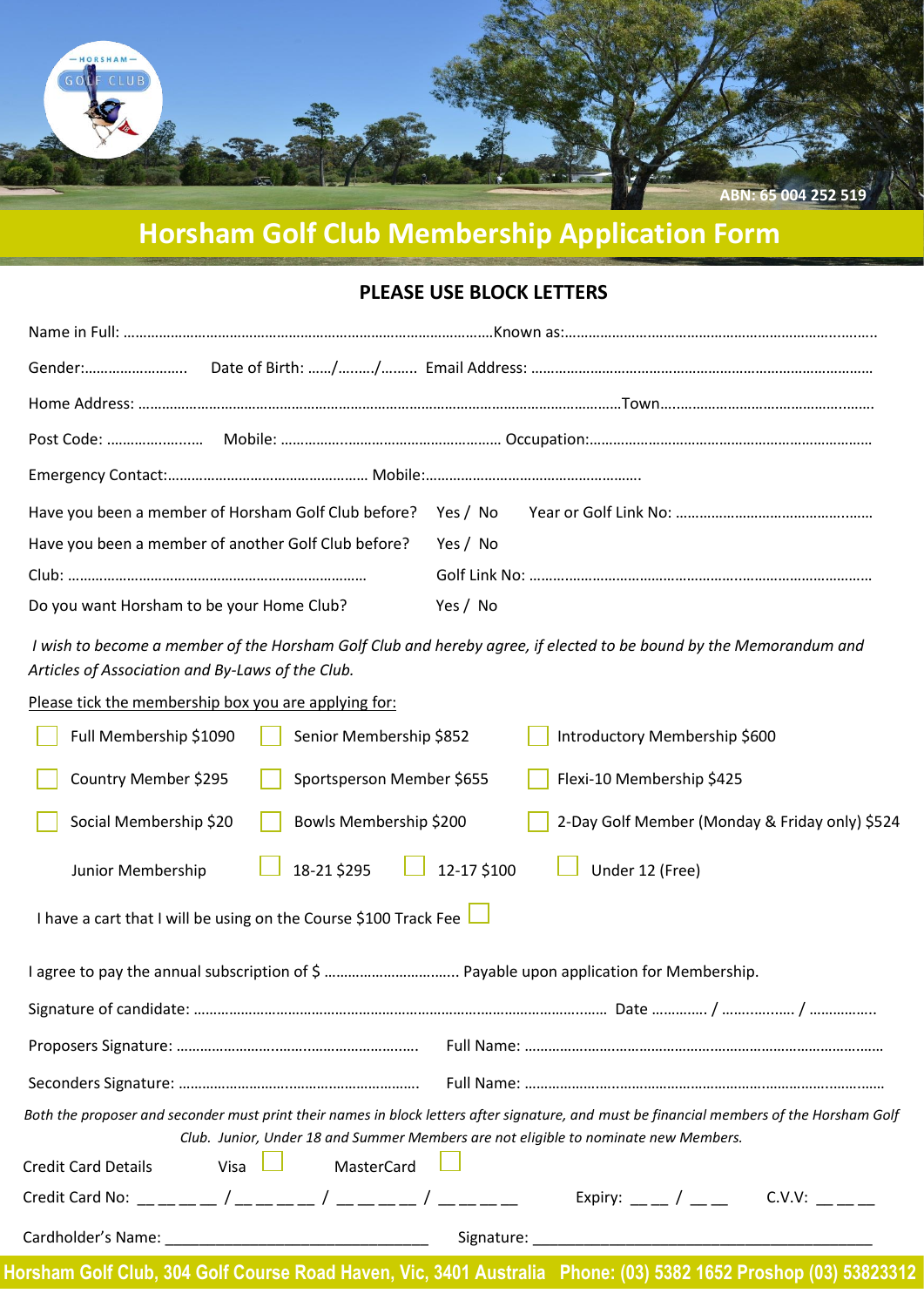HORSHAM GOLF CLUB

ABN: 65 004 252 519

# Horsham Golf Club Membership Application Form

**PLEASE USE BLOCK LETTERS**

Name in Full: …………………………………………………………………………………Known as:……………………………………………………………………..

Gender:……………………… Date of Birth: ……/………/……… Email Address: ……………………………………………………………………………

Home Address: …………………………………………………………………………………………………………Town………………………………………………

Post Code: ……………..…… Mobile: ……………..…………………………… Occupation:…………………………………………………………………

Emergency Contact:…………………………………………… Mobile:……………………………………………….

Have you been a member of Horsham Golf Club before? Yes / No Year or Golf Link No: ………………………………………..

Have you been a member of another Golf Club before? Yes / No

Club: ………………………………………………………………… Golf Link No: ………………………………………………………………………………

Do you want Horsham to be your Home Club? Yes / No

*I wish to become a member of the Horsham Golf Club and hereby agree, if elected to be bound by the Memorandum and Articles of Association and By-Laws of the Club.*

Please tick the membership box you are applying for:

- ☐ Full Membership $1090
- ☐ Senior Membership $852
- ☐ Introductory Membership $600
- ☐ Country Member $295
- ☐ Sportsperson Member $655
- ☐ Flexi-10 Membership $425
- ☐ Social Membership $20
- ☐ Bowls Membership $200
- ☐ 2-Day Golf Member (Monday & Friday only) $524

Junior Membership ☐ 18-21 $295 ☐ 12-17 $100 ☐ Under 12 (Free)

I have a cart that I will be using on the Course $100 Track Fee ☐

I agree to pay the annual subscription of $ …………………………….. Payable upon application for Membership.

Signature of candidate: ……………………………………………………………………………………… Date …………. / ……………. / …………….

Proposers Signature: ……………………………………………………. Full Name: ……………………………………………………………………………

Seconders Signature: ……………………………………………………. Full Name: ……………………………………………………………………………

*Both the proposer and seconder must print their names in block letters after signature, and must be financial members of the Horsham Golf Club. Junior, Under 18 and Summer Members are not eligible to nominate new Members.*

Credit Card Details Visa ☐ MasterCard ☐

Credit Card No: \_\_ \_\_ \_\_ \_\_ / \_\_ \_\_ \_\_ \_\_ / \_\_ \_\_ \_\_ \_\_ / \_\_ \_\_ \_\_ \_\_ Expiry: \_\_ \_\_ / \_\_ \_\_ C.V.V: \_\_ \_\_ \_\_

Cardholder's Name: \_\_\_\_\_\_\_\_\_\_\_\_\_\_\_\_\_\_\_\_\_\_\_\_\_\_\_\_\_\_ Signature: \_\_\_\_\_\_\_\_\_\_\_\_\_\_\_\_\_\_\_\_\_\_\_\_\_\_\_\_\_\_\_\_\_\_\_\_\_\_

**Horsham Golf Club, 304 Golf Course Road Haven, Vic, 3401 Australia Phone: (03) 5382 1652 Proshop (03) 53823312**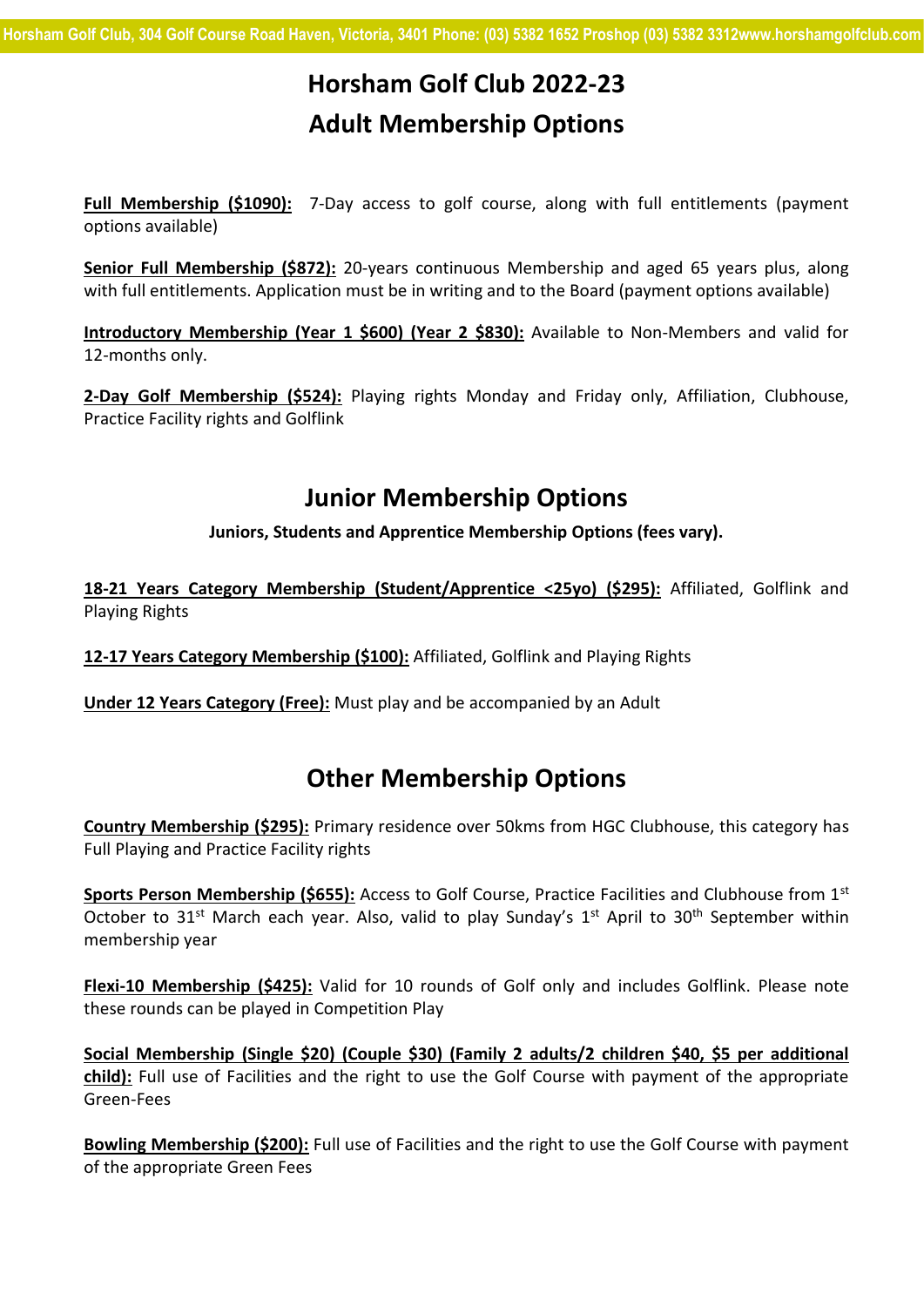# Horsham Golf Club 2022-23

# Adult Membership Options

**Full Membership ($1090):** 7-Day access to golf course, along with full entitlements (payment options available)

**Senior Full Membership ($872):** 20-years continuous Membership and aged 65 years plus, along with full entitlements. Application must be in writing and to the Board (payment options available)

**Introductory Membership (Year 1 $600) (Year 2 $830):** Available to Non-Members and valid for 12-months only.

**2-Day Golf Membership ($524):** Playing rights Monday and Friday only, Affiliation, Clubhouse, Practice Facility rights and Golflink

## Junior Membership Options

**Juniors, Students and Apprentice Membership Options (fees vary).**

**18-21 Years Category Membership (Student/Apprentice <25yo) ($295):** Affiliated, Golflink and Playing Rights

**12-17 Years Category Membership ($100):** Affiliated, Golflink and Playing Rights

**Under 12 Years Category (Free):** Must play and be accompanied by an Adult

## Other Membership Options

**Country Membership ($295):** Primary residence over 50kms from HGC Clubhouse, this category has Full Playing and Practice Facility rights

**Sports Person Membership ($655):** Access to Golf Course, Practice Facilities and Clubhouse from 1st October to 31st March each year. Also, valid to play Sunday's 1st April to 30th September within membership year

**Flexi-10 Membership ($425):** Valid for 10 rounds of Golf only and includes Golflink. Please note these rounds can be played in Competition Play

**Social Membership (Single $20) (Couple $30) (Family 2 adults/2 children $40, $5 per additional child):** Full use of Facilities and the right to use the Golf Course with payment of the appropriate Green-Fees

**Bowling Membership ($200):** Full use of Facilities and the right to use the Golf Course with payment of the appropriate Green Fees